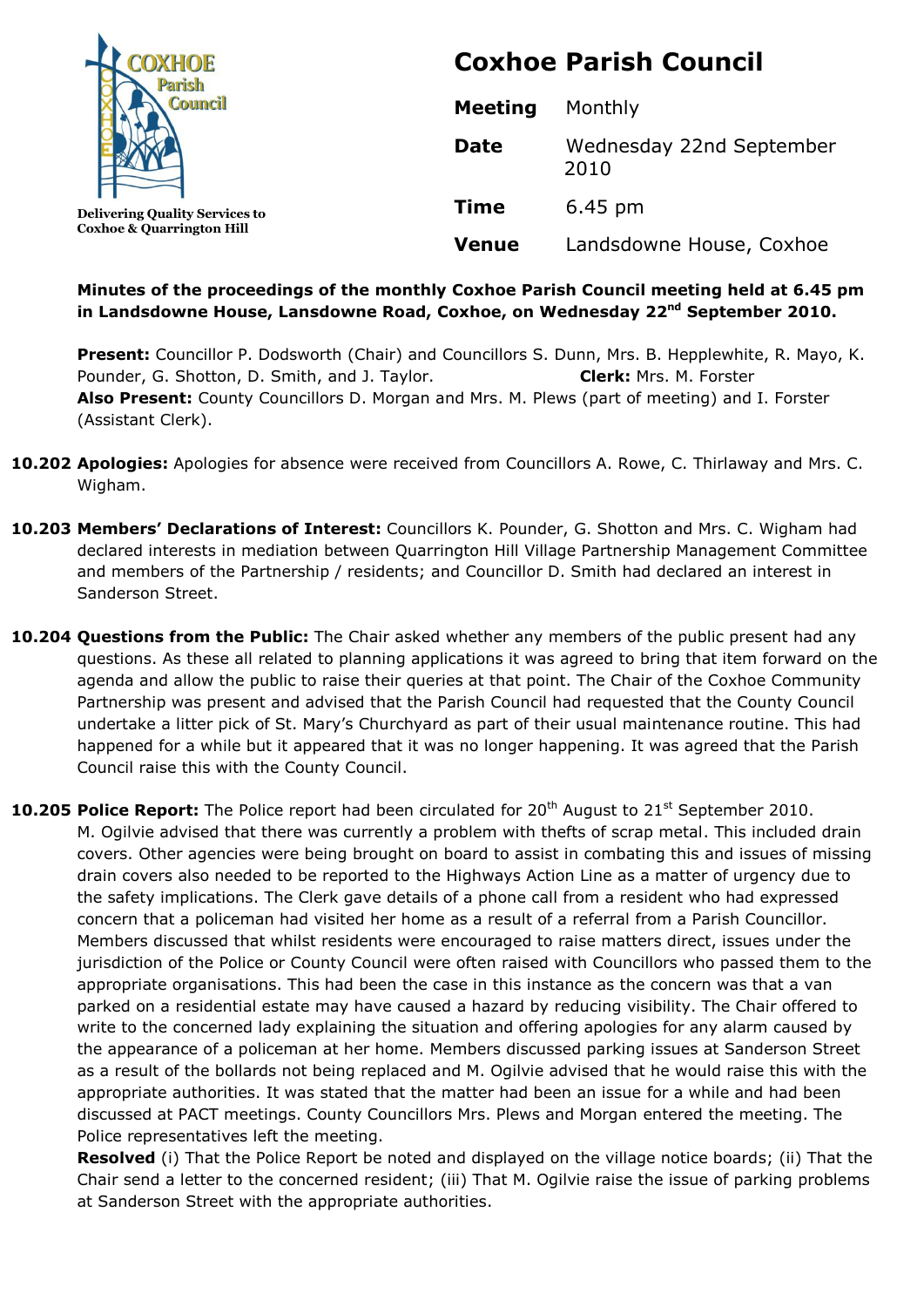# Coxhoe Parish Council

COXHOE Parish Council

Delivering Quality Services to Coxhoe & Quarrington Hill

| | |
|---|---|
| **Meeting** | Monthly |
| **Date** | Wednesday 22nd September 2010 |
| **Time** | 6.45 pm |
| **Venue** | Landsdowne House, Coxhoe |

**Minutes of the proceedings of the monthly Coxhoe Parish Council meeting held at 6.45 pm in Landsdowne House, Lansdowne Road, Coxhoe, on Wednesday 22nd September 2010.**

**Present:** Councillor P. Dodsworth (Chair) and Councillors S. Dunn, Mrs. B. Hepplewhite, R. Mayo, K. Pounder, G. Shotton, D. Smith, and J. Taylor. **Clerk:** Mrs. M. Forster
**Also Present:** County Councillors D. Morgan and Mrs. M. Plews (part of meeting) and I. Forster (Assistant Clerk).

**10.202 Apologies:** Apologies for absence were received from Councillors A. Rowe, C. Thirlaway and Mrs. C. Wigham.

**10.203 Members' Declarations of Interest:** Councillors K. Pounder, G. Shotton and Mrs. C. Wigham had declared interests in mediation between Quarrington Hill Village Partnership Management Committee and members of the Partnership / residents; and Councillor D. Smith had declared an interest in Sanderson Street.

**10.204 Questions from the Public:** The Chair asked whether any members of the public present had any questions. As these all related to planning applications it was agreed to bring that item forward on the agenda and allow the public to raise their queries at that point. The Chair of the Coxhoe Community Partnership was present and advised that the Parish Council had requested that the County Council undertake a litter pick of St. Mary's Churchyard as part of their usual maintenance routine. This had happened for a while but it appeared that it was no longer happening. It was agreed that the Parish Council raise this with the County Council.

**10.205 Police Report:** The Police report had been circulated for 20th August to 21st September 2010. M. Ogilvie advised that there was currently a problem with thefts of scrap metal. This included drain covers. Other agencies were being brought on board to assist in combating this and issues of missing drain covers also needed to be reported to the Highways Action Line as a matter of urgency due to the safety implications. The Clerk gave details of a phone call from a resident who had expressed concern that a policeman had visited her home as a result of a referral from a Parish Councillor. Members discussed that whilst residents were encouraged to raise matters direct, issues under the jurisdiction of the Police or County Council were often raised with Councillors who passed them to the appropriate organisations. This had been the case in this instance as the concern was that a van parked on a residential estate may have caused a hazard by reducing visibility. The Chair offered to write to the concerned lady explaining the situation and offering apologies for any alarm caused by the appearance of a policeman at her home. Members discussed parking issues at Sanderson Street as a result of the bollards not being replaced and M. Ogilvie advised that he would raise this with the appropriate authorities. It was stated that the matter had been an issue for a while and had been discussed at PACT meetings. County Councillors Mrs. Plews and Morgan entered the meeting. The Police representatives left the meeting.
**Resolved** (i) That the Police Report be noted and displayed on the village notice boards; (ii) That the Chair send a letter to the concerned resident; (iii) That M. Ogilvie raise the issue of parking problems at Sanderson Street with the appropriate authorities.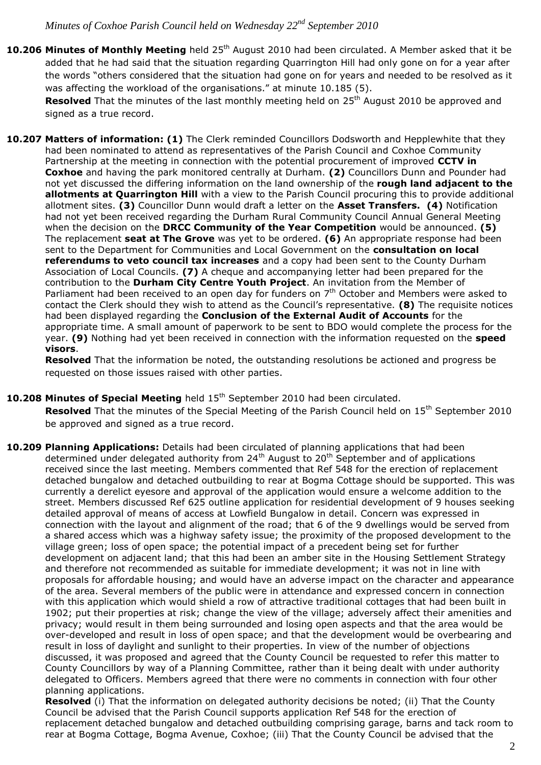**10.206 Minutes of Monthly Meeting** held 25th August 2010 had been circulated. A Member asked that it be added that he had said that the situation regarding Quarrington Hill had only gone on for a year after the words "others considered that the situation had gone on for years and needed to be resolved as it was affecting the workload of the organisations." at minute 10.185 (5).

**Resolved** That the minutes of the last monthly meeting held on 25th August 2010 be approved and signed as a true record.

**10.207 Matters of information: (1)** The Clerk reminded Councillors Dodsworth and Hepplewhite that they had been nominated to attend as representatives of the Parish Council and Coxhoe Community Partnership at the meeting in connection with the potential procurement of improved **CCTV in Coxhoe** and having the park monitored centrally at Durham. **(2)** Councillors Dunn and Pounder had not yet discussed the differing information on the land ownership of the **rough land adjacent to the allotments at Quarrington Hill** with a view to the Parish Council procuring this to provide additional allotment sites. **(3)** Councillor Dunn would draft a letter on the **Asset Transfers. (4)** Notification had not yet been received regarding the Durham Rural Community Council Annual General Meeting when the decision on the **DRCC Community of the Year Competition** would be announced. **(5)** The replacement **seat at The Grove** was yet to be ordered. **(6)** An appropriate response had been sent to the Department for Communities and Local Government on the **consultation on local referendums to veto council tax increases** and a copy had been sent to the County Durham Association of Local Councils. **(7)** A cheque and accompanying letter had been prepared for the contribution to the **Durham City Centre Youth Project**. An invitation from the Member of Parliament had been received to an open day for funders on 7th October and Members were asked to contact the Clerk should they wish to attend as the Council's representative. **(8)** The requisite notices had been displayed regarding the **Conclusion of the External Audit of Accounts** for the appropriate time. A small amount of paperwork to be sent to BDO would complete the process for the year. **(9)** Nothing had yet been received in connection with the information requested on the **speed visors**.

**Resolved** That the information be noted, the outstanding resolutions be actioned and progress be requested on those issues raised with other parties.

**10.208 Minutes of Special Meeting** held 15th September 2010 had been circulated.

**Resolved** That the minutes of the Special Meeting of the Parish Council held on 15th September 2010 be approved and signed as a true record.

**10.209 Planning Applications:** Details had been circulated of planning applications that had been determined under delegated authority from 24th August to 20th September and of applications received since the last meeting. Members commented that Ref 548 for the erection of replacement detached bungalow and detached outbuilding to rear at Bogma Cottage should be supported. This was currently a derelict eyesore and approval of the application would ensure a welcome addition to the street. Members discussed Ref 625 outline application for residential development of 9 houses seeking detailed approval of means of access at Lowfield Bungalow in detail. Concern was expressed in connection with the layout and alignment of the road; that 6 of the 9 dwellings would be served from a shared access which was a highway safety issue; the proximity of the proposed development to the village green; loss of open space; the potential impact of a precedent being set for further development on adjacent land; that this had been an amber site in the Housing Settlement Strategy and therefore not recommended as suitable for immediate development; it was not in line with proposals for affordable housing; and would have an adverse impact on the character and appearance of the area. Several members of the public were in attendance and expressed concern in connection with this application which would shield a row of attractive traditional cottages that had been built in 1902; put their properties at risk; change the view of the village; adversely affect their amenities and privacy; would result in them being surrounded and losing open aspects and that the area would be over-developed and result in loss of open space; and that the development would be overbearing and result in loss of daylight and sunlight to their properties. In view of the number of objections discussed, it was proposed and agreed that the County Council be requested to refer this matter to County Councillors by way of a Planning Committee, rather than it being dealt with under authority delegated to Officers. Members agreed that there were no comments in connection with four other planning applications.

**Resolved** (i) That the information on delegated authority decisions be noted; (ii) That the County Council be advised that the Parish Council supports application Ref 548 for the erection of replacement detached bungalow and detached outbuilding comprising garage, barns and tack room to rear at Bogma Cottage, Bogma Avenue, Coxhoe; (iii) That the County Council be advised that the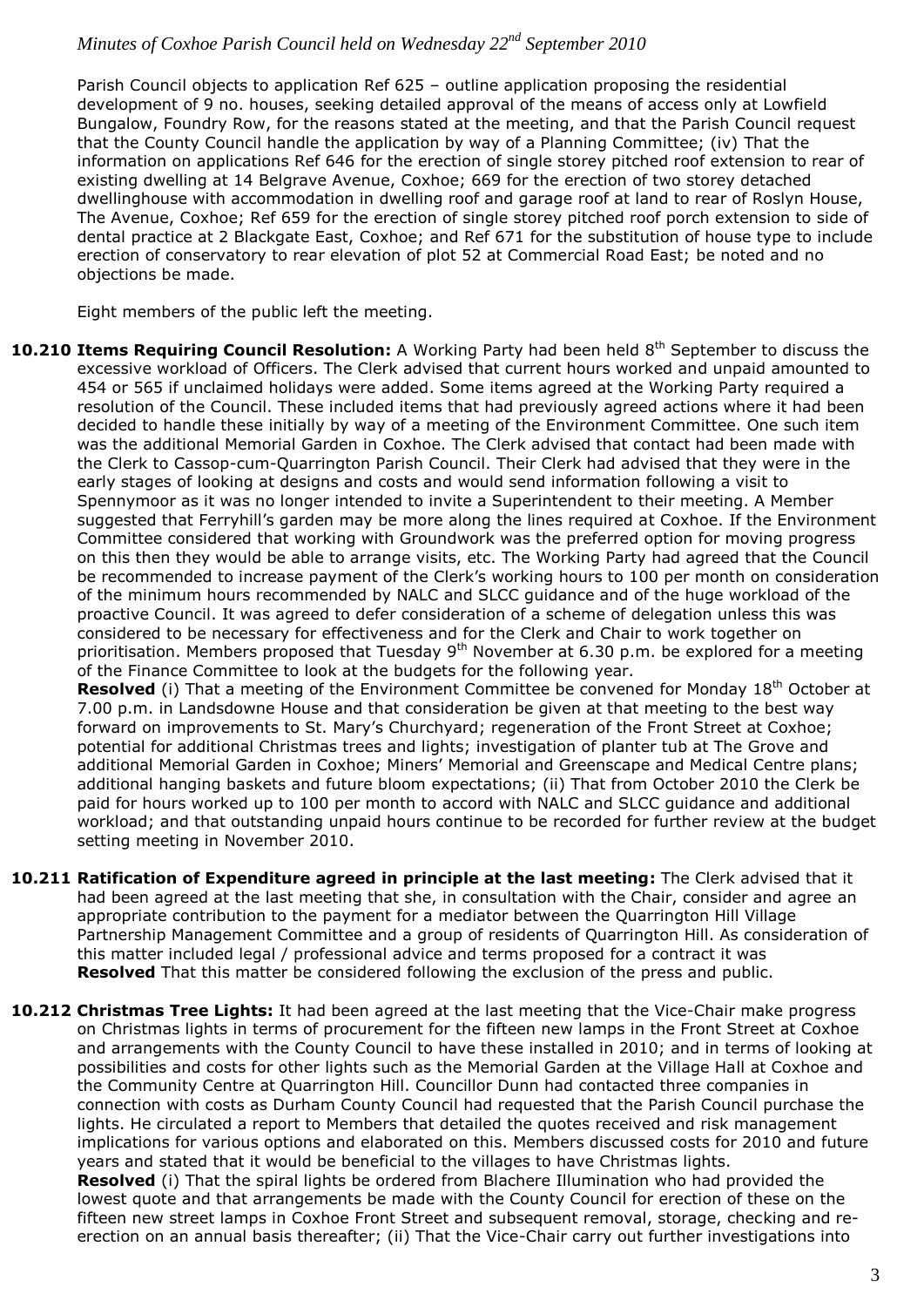Parish Council objects to application Ref 625 – outline application proposing the residential development of 9 no. houses, seeking detailed approval of the means of access only at Lowfield Bungalow, Foundry Row, for the reasons stated at the meeting, and that the Parish Council request that the County Council handle the application by way of a Planning Committee; (iv) That the information on applications Ref 646 for the erection of single storey pitched roof extension to rear of existing dwelling at 14 Belgrave Avenue, Coxhoe; 669 for the erection of two storey detached dwellinghouse with accommodation in dwelling roof and garage roof at land to rear of Roslyn House, The Avenue, Coxhoe; Ref 659 for the erection of single storey pitched roof porch extension to side of dental practice at 2 Blackgate East, Coxhoe; and Ref 671 for the substitution of house type to include erection of conservatory to rear elevation of plot 52 at Commercial Road East; be noted and no objections be made.

Eight members of the public left the meeting.

**10.210 Items Requiring Council Resolution:** A Working Party had been held 8th September to discuss the excessive workload of Officers. The Clerk advised that current hours worked and unpaid amounted to 454 or 565 if unclaimed holidays were added. Some items agreed at the Working Party required a resolution of the Council. These included items that had previously agreed actions where it had been decided to handle these initially by way of a meeting of the Environment Committee. One such item was the additional Memorial Garden in Coxhoe. The Clerk advised that contact had been made with the Clerk to Cassop-cum-Quarrington Parish Council. Their Clerk had advised that they were in the early stages of looking at designs and costs and would send information following a visit to Spennymoor as it was no longer intended to invite a Superintendent to their meeting. A Member suggested that Ferryhill's garden may be more along the lines required at Coxhoe. If the Environment Committee considered that working with Groundwork was the preferred option for moving progress on this then they would be able to arrange visits, etc. The Working Party had agreed that the Council be recommended to increase payment of the Clerk's working hours to 100 per month on consideration of the minimum hours recommended by NALC and SLCC guidance and of the huge workload of the proactive Council. It was agreed to defer consideration of a scheme of delegation unless this was considered to be necessary for effectiveness and for the Clerk and Chair to work together on prioritisation. Members proposed that Tuesday 9th November at 6.30 p.m. be explored for a meeting of the Finance Committee to look at the budgets for the following year.

**Resolved** (i) That a meeting of the Environment Committee be convened for Monday 18th October at 7.00 p.m. in Landsdowne House and that consideration be given at that meeting to the best way forward on improvements to St. Mary's Churchyard; regeneration of the Front Street at Coxhoe; potential for additional Christmas trees and lights; investigation of planter tub at The Grove and additional Memorial Garden in Coxhoe; Miners' Memorial and Greenscape and Medical Centre plans; additional hanging baskets and future bloom expectations; (ii) That from October 2010 the Clerk be paid for hours worked up to 100 per month to accord with NALC and SLCC guidance and additional workload; and that outstanding unpaid hours continue to be recorded for further review at the budget setting meeting in November 2010.

**10.211 Ratification of Expenditure agreed in principle at the last meeting:** The Clerk advised that it had been agreed at the last meeting that she, in consultation with the Chair, consider and agree an appropriate contribution to the payment for a mediator between the Quarrington Hill Village Partnership Management Committee and a group of residents of Quarrington Hill. As consideration of this matter included legal / professional advice and terms proposed for a contract it was

**Resolved** That this matter be considered following the exclusion of the press and public.

**10.212 Christmas Tree Lights:** It had been agreed at the last meeting that the Vice-Chair make progress on Christmas lights in terms of procurement for the fifteen new lamps in the Front Street at Coxhoe and arrangements with the County Council to have these installed in 2010; and in terms of looking at possibilities and costs for other lights such as the Memorial Garden at the Village Hall at Coxhoe and the Community Centre at Quarrington Hill. Councillor Dunn had contacted three companies in connection with costs as Durham County Council had requested that the Parish Council purchase the lights. He circulated a report to Members that detailed the quotes received and risk management implications for various options and elaborated on this. Members discussed costs for 2010 and future years and stated that it would be beneficial to the villages to have Christmas lights.

**Resolved** (i) That the spiral lights be ordered from Blachere Illumination who had provided the lowest quote and that arrangements be made with the County Council for erection of these on the fifteen new street lamps in Coxhoe Front Street and subsequent removal, storage, checking and re-erection on an annual basis thereafter; (ii) That the Vice-Chair carry out further investigations into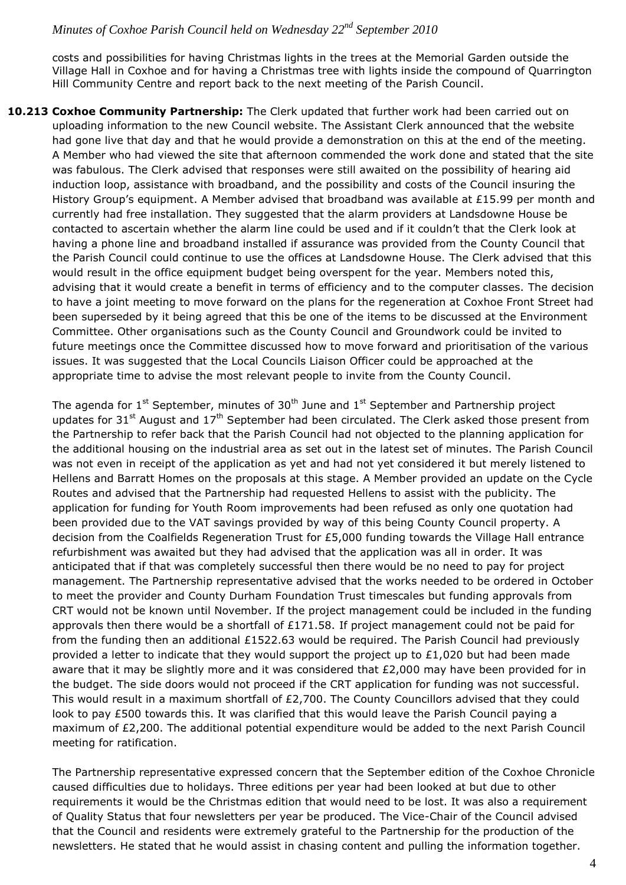costs and possibilities for having Christmas lights in the trees at the Memorial Garden outside the Village Hall in Coxhoe and for having a Christmas tree with lights inside the compound of Quarrington Hill Community Centre and report back to the next meeting of the Parish Council.

**10.213 Coxhoe Community Partnership:** The Clerk updated that further work had been carried out on uploading information to the new Council website. The Assistant Clerk announced that the website had gone live that day and that he would provide a demonstration on this at the end of the meeting. A Member who had viewed the site that afternoon commended the work done and stated that the site was fabulous. The Clerk advised that responses were still awaited on the possibility of hearing aid induction loop, assistance with broadband, and the possibility and costs of the Council insuring the History Group's equipment. A Member advised that broadband was available at £15.99 per month and currently had free installation. They suggested that the alarm providers at Landsdowne House be contacted to ascertain whether the alarm line could be used and if it couldn't that the Clerk look at having a phone line and broadband installed if assurance was provided from the County Council that the Parish Council could continue to use the offices at Landsdowne House. The Clerk advised that this would result in the office equipment budget being overspent for the year. Members noted this, advising that it would create a benefit in terms of efficiency and to the computer classes. The decision to have a joint meeting to move forward on the plans for the regeneration at Coxhoe Front Street had been superseded by it being agreed that this be one of the items to be discussed at the Environment Committee. Other organisations such as the County Council and Groundwork could be invited to future meetings once the Committee discussed how to move forward and prioritisation of the various issues. It was suggested that the Local Councils Liaison Officer could be approached at the appropriate time to advise the most relevant people to invite from the County Council.

The agenda for 1st September, minutes of 30th June and 1st September and Partnership project updates for 31st August and 17th September had been circulated. The Clerk asked those present from the Partnership to refer back that the Parish Council had not objected to the planning application for the additional housing on the industrial area as set out in the latest set of minutes. The Parish Council was not even in receipt of the application as yet and had not yet considered it but merely listened to Hellens and Barratt Homes on the proposals at this stage. A Member provided an update on the Cycle Routes and advised that the Partnership had requested Hellens to assist with the publicity. The application for funding for Youth Room improvements had been refused as only one quotation had been provided due to the VAT savings provided by way of this being County Council property. A decision from the Coalfields Regeneration Trust for £5,000 funding towards the Village Hall entrance refurbishment was awaited but they had advised that the application was all in order. It was anticipated that if that was completely successful then there would be no need to pay for project management. The Partnership representative advised that the works needed to be ordered in October to meet the provider and County Durham Foundation Trust timescales but funding approvals from CRT would not be known until November. If the project management could be included in the funding approvals then there would be a shortfall of £171.58. If project management could not be paid for from the funding then an additional £1522.63 would be required. The Parish Council had previously provided a letter to indicate that they would support the project up to £1,020 but had been made aware that it may be slightly more and it was considered that £2,000 may have been provided for in the budget. The side doors would not proceed if the CRT application for funding was not successful. This would result in a maximum shortfall of £2,700. The County Councillors advised that they could look to pay £500 towards this. It was clarified that this would leave the Parish Council paying a maximum of £2,200. The additional potential expenditure would be added to the next Parish Council meeting for ratification.

The Partnership representative expressed concern that the September edition of the Coxhoe Chronicle caused difficulties due to holidays. Three editions per year had been looked at but due to other requirements it would be the Christmas edition that would need to be lost. It was also a requirement of Quality Status that four newsletters per year be produced. The Vice-Chair of the Council advised that the Council and residents were extremely grateful to the Partnership for the production of the newsletters. He stated that he would assist in chasing content and pulling the information together.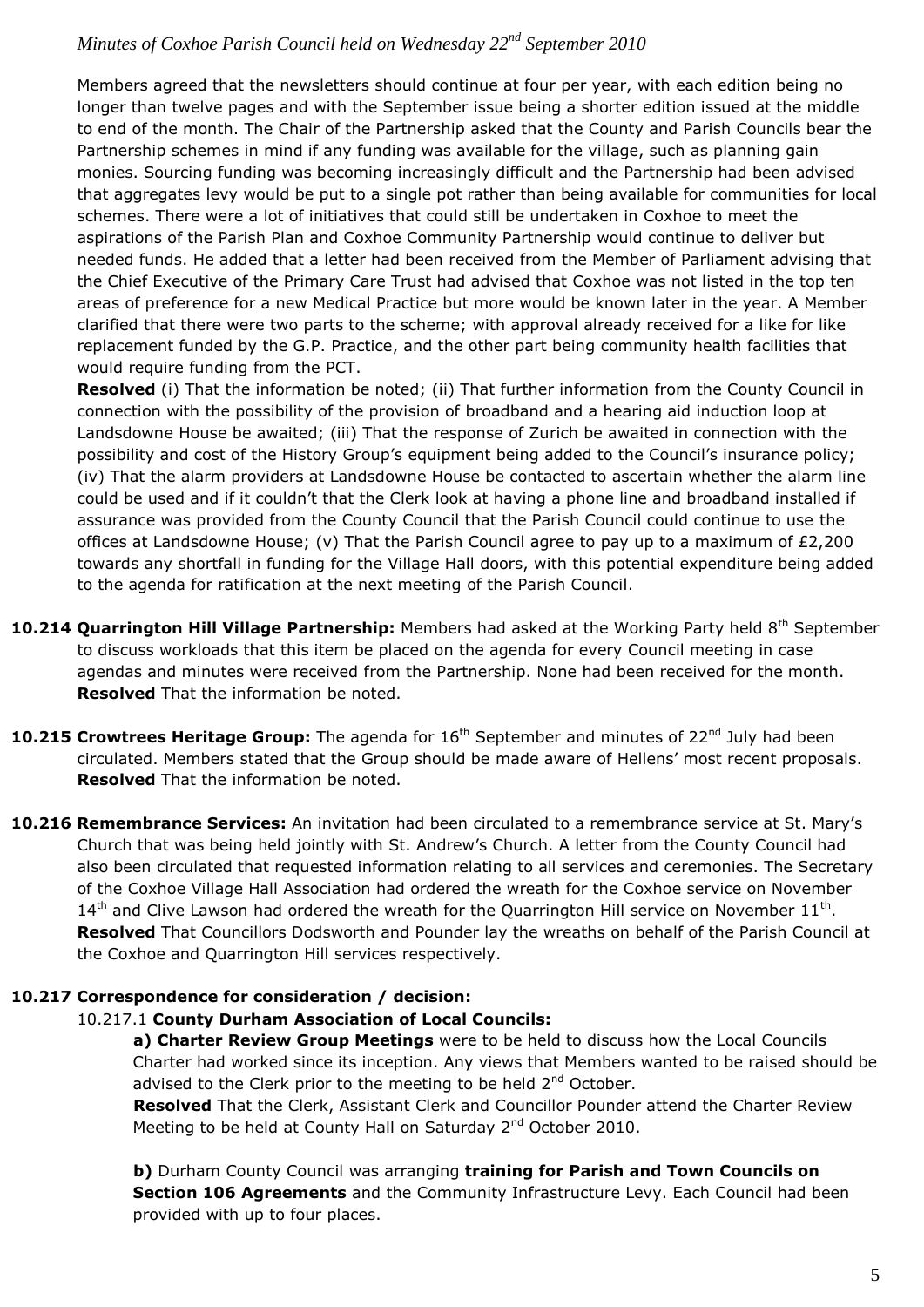Members agreed that the newsletters should continue at four per year, with each edition being no longer than twelve pages and with the September issue being a shorter edition issued at the middle to end of the month. The Chair of the Partnership asked that the County and Parish Councils bear the Partnership schemes in mind if any funding was available for the village, such as planning gain monies. Sourcing funding was becoming increasingly difficult and the Partnership had been advised that aggregates levy would be put to a single pot rather than being available for communities for local schemes. There were a lot of initiatives that could still be undertaken in Coxhoe to meet the aspirations of the Parish Plan and Coxhoe Community Partnership would continue to deliver but needed funds. He added that a letter had been received from the Member of Parliament advising that the Chief Executive of the Primary Care Trust had advised that Coxhoe was not listed in the top ten areas of preference for a new Medical Practice but more would be known later in the year. A Member clarified that there were two parts to the scheme; with approval already received for a like for like replacement funded by the G.P. Practice, and the other part being community health facilities that would require funding from the PCT.

**Resolved** (i) That the information be noted; (ii) That further information from the County Council in connection with the possibility of the provision of broadband and a hearing aid induction loop at Landsdowne House be awaited; (iii) That the response of Zurich be awaited in connection with the possibility and cost of the History Group's equipment being added to the Council's insurance policy; (iv) That the alarm providers at Landsdowne House be contacted to ascertain whether the alarm line could be used and if it couldn't that the Clerk look at having a phone line and broadband installed if assurance was provided from the County Council that the Parish Council could continue to use the offices at Landsdowne House; (v) That the Parish Council agree to pay up to a maximum of £2,200 towards any shortfall in funding for the Village Hall doors, with this potential expenditure being added to the agenda for ratification at the next meeting of the Parish Council.

**10.214 Quarrington Hill Village Partnership:** Members had asked at the Working Party held 8th September to discuss workloads that this item be placed on the agenda for every Council meeting in case agendas and minutes were received from the Partnership. None had been received for the month.
**Resolved** That the information be noted.

**10.215 Crowtrees Heritage Group:** The agenda for 16th September and minutes of 22nd July had been circulated. Members stated that the Group should be made aware of Hellens' most recent proposals.
**Resolved** That the information be noted.

**10.216 Remembrance Services:** An invitation had been circulated to a remembrance service at St. Mary's Church that was being held jointly with St. Andrew's Church. A letter from the County Council had also been circulated that requested information relating to all services and ceremonies. The Secretary of the Coxhoe Village Hall Association had ordered the wreath for the Coxhoe service on November 14th and Clive Lawson had ordered the wreath for the Quarrington Hill service on November 11th.
**Resolved** That Councillors Dodsworth and Pounder lay the wreaths on behalf of the Parish Council at the Coxhoe and Quarrington Hill services respectively.

**10.217 Correspondence for consideration / decision:**

10.217.1 **County Durham Association of Local Councils:**

**a) Charter Review Group Meetings** were to be held to discuss how the Local Councils Charter had worked since its inception. Any views that Members wanted to be raised should be advised to the Clerk prior to the meeting to be held 2nd October.
**Resolved** That the Clerk, Assistant Clerk and Councillor Pounder attend the Charter Review Meeting to be held at County Hall on Saturday 2nd October 2010.

**b)** Durham County Council was arranging **training for Parish and Town Councils on Section 106 Agreements** and the Community Infrastructure Levy. Each Council had been provided with up to four places.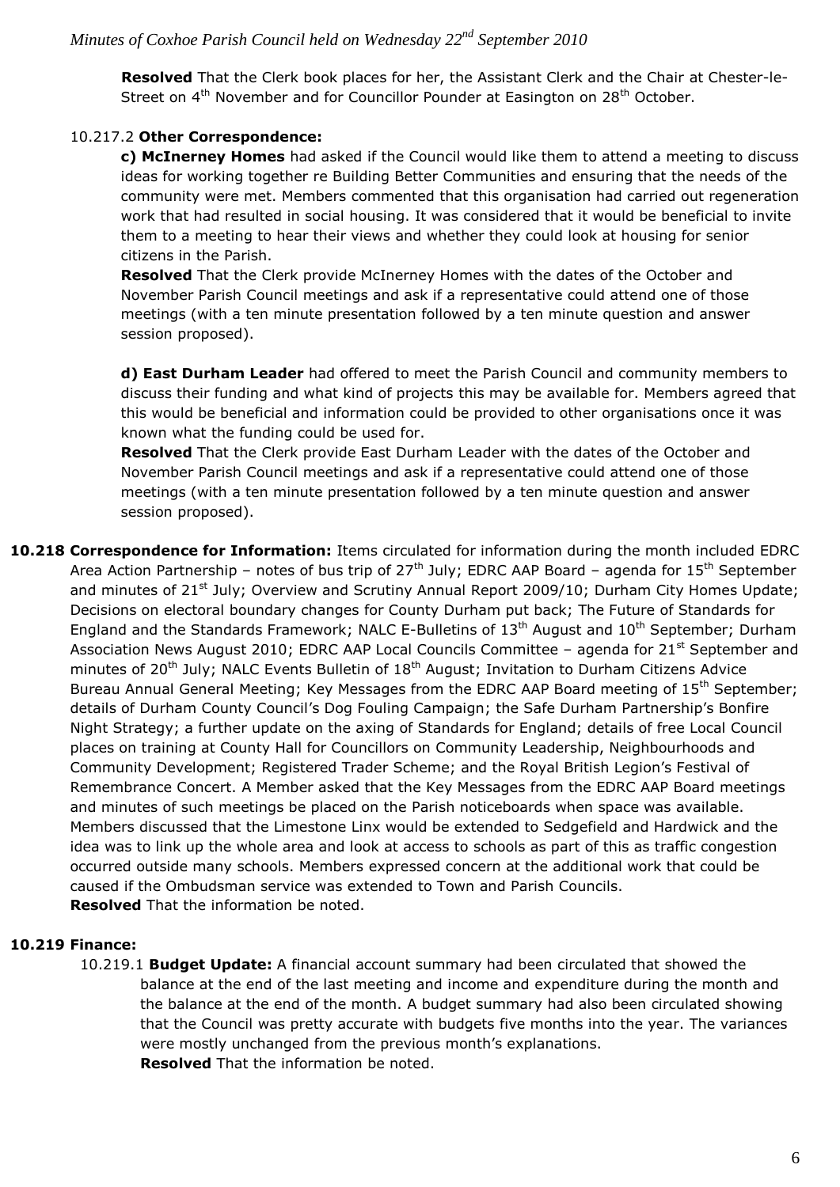**Resolved** That the Clerk book places for her, the Assistant Clerk and the Chair at Chester-le-Street on 4th November and for Councillor Pounder at Easington on 28th October.

10.217.2 **Other Correspondence:**

**c) McInerney Homes** had asked if the Council would like them to attend a meeting to discuss ideas for working together re Building Better Communities and ensuring that the needs of the community were met. Members commented that this organisation had carried out regeneration work that had resulted in social housing. It was considered that it would be beneficial to invite them to a meeting to hear their views and whether they could look at housing for senior citizens in the Parish.

**Resolved** That the Clerk provide McInerney Homes with the dates of the October and November Parish Council meetings and ask if a representative could attend one of those meetings (with a ten minute presentation followed by a ten minute question and answer session proposed).

**d) East Durham Leader** had offered to meet the Parish Council and community members to discuss their funding and what kind of projects this may be available for. Members agreed that this would be beneficial and information could be provided to other organisations once it was known what the funding could be used for.

**Resolved** That the Clerk provide East Durham Leader with the dates of the October and November Parish Council meetings and ask if a representative could attend one of those meetings (with a ten minute presentation followed by a ten minute question and answer session proposed).

**10.218 Correspondence for Information:** Items circulated for information during the month included EDRC Area Action Partnership – notes of bus trip of 27th July; EDRC AAP Board – agenda for 15th September and minutes of 21st July; Overview and Scrutiny Annual Report 2009/10; Durham City Homes Update; Decisions on electoral boundary changes for County Durham put back; The Future of Standards for England and the Standards Framework; NALC E-Bulletins of 13th August and 10th September; Durham Association News August 2010; EDRC AAP Local Councils Committee – agenda for 21st September and minutes of 20th July; NALC Events Bulletin of 18th August; Invitation to Durham Citizens Advice Bureau Annual General Meeting; Key Messages from the EDRC AAP Board meeting of 15th September; details of Durham County Council's Dog Fouling Campaign; the Safe Durham Partnership's Bonfire Night Strategy; a further update on the axing of Standards for England; details of free Local Council places on training at County Hall for Councillors on Community Leadership, Neighbourhoods and Community Development; Registered Trader Scheme; and the Royal British Legion's Festival of Remembrance Concert. A Member asked that the Key Messages from the EDRC AAP Board meetings and minutes of such meetings be placed on the Parish noticeboards when space was available. Members discussed that the Limestone Linx would be extended to Sedgefield and Hardwick and the idea was to link up the whole area and look at access to schools as part of this as traffic congestion occurred outside many schools. Members expressed concern at the additional work that could be caused if the Ombudsman service was extended to Town and Parish Councils.

**Resolved** That the information be noted.

**10.219 Finance:**

10.219.1 **Budget Update:** A financial account summary had been circulated that showed the balance at the end of the last meeting and income and expenditure during the month and the balance at the end of the month. A budget summary had also been circulated showing that the Council was pretty accurate with budgets five months into the year. The variances were mostly unchanged from the previous month's explanations.

**Resolved** That the information be noted.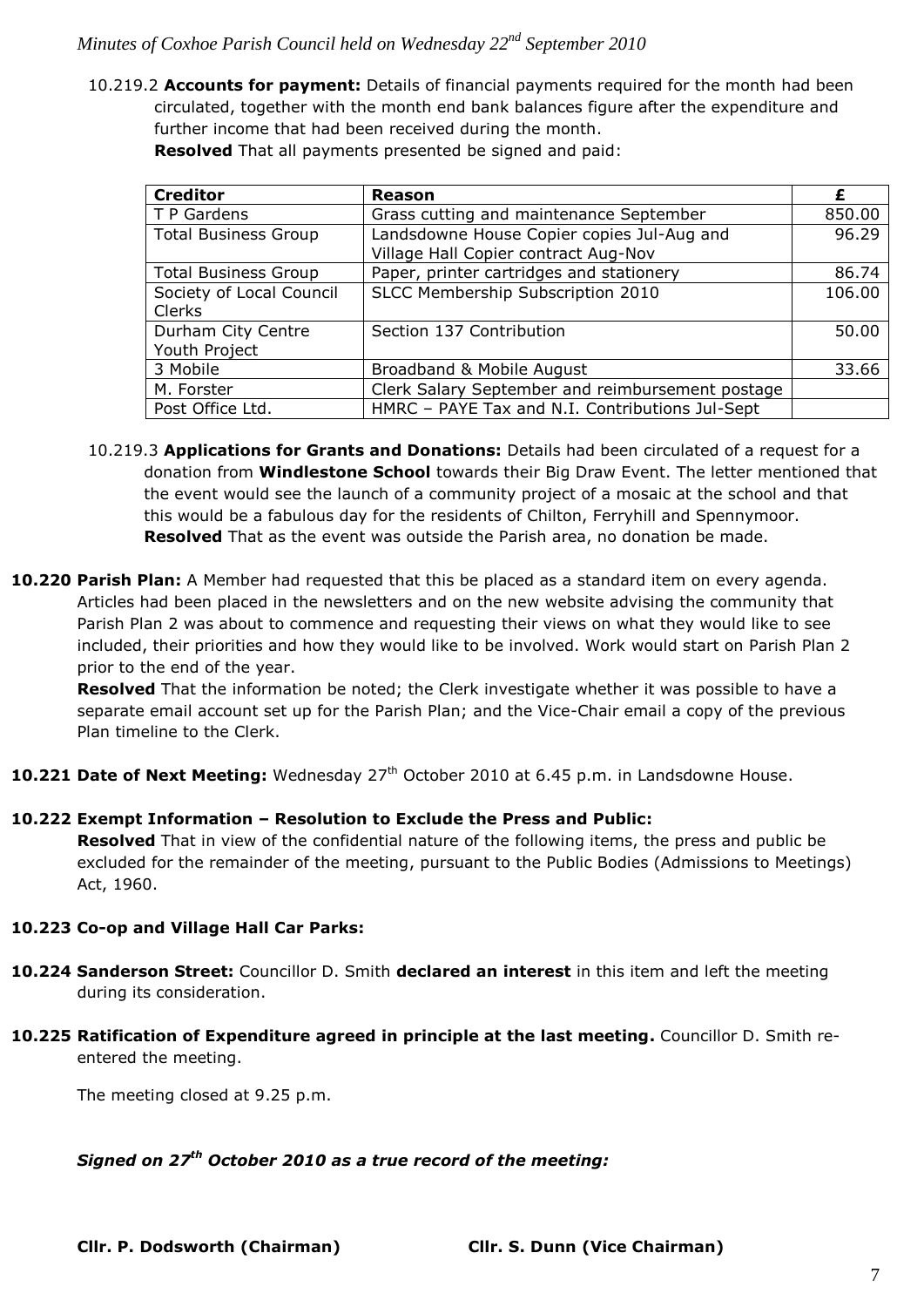10.219.2 **Accounts for payment:** Details of financial payments required for the month had been circulated, together with the month end bank balances figure after the expenditure and further income that had been received during the month.
**Resolved** That all payments presented be signed and paid:

| Creditor | Reason | £ |
|---|---|---|
| T P Gardens | Grass cutting and maintenance September | 850.00 |
| Total Business Group | Landsdowne House Copier copies Jul-Aug and Village Hall Copier contract Aug-Nov | 96.29 |
| Total Business Group | Paper, printer cartridges and stationery | 86.74 |
| Society of Local Council Clerks | SLCC Membership Subscription 2010 | 106.00 |
| Durham City Centre Youth Project | Section 137 Contribution | 50.00 |
| 3 Mobile | Broadband & Mobile August | 33.66 |
| M. Forster | Clerk Salary September and reimbursement postage | |
| Post Office Ltd. | HMRC – PAYE Tax and N.I. Contributions Jul-Sept | |

10.219.3 **Applications for Grants and Donations:** Details had been circulated of a request for a donation from **Windlestone School** towards their Big Draw Event. The letter mentioned that the event would see the launch of a community project of a mosaic at the school and that this would be a fabulous day for the residents of Chilton, Ferryhill and Spennymoor.
**Resolved** That as the event was outside the Parish area, no donation be made.

**10.220 Parish Plan:** A Member had requested that this be placed as a standard item on every agenda. Articles had been placed in the newsletters and on the new website advising the community that Parish Plan 2 was about to commence and requesting their views on what they would like to see included, their priorities and how they would like to be involved. Work would start on Parish Plan 2 prior to the end of the year.
**Resolved** That the information be noted; the Clerk investigate whether it was possible to have a separate email account set up for the Parish Plan; and the Vice-Chair email a copy of the previous Plan timeline to the Clerk.

**10.221 Date of Next Meeting:** Wednesday 27th October 2010 at 6.45 p.m. in Landsdowne House.

**10.222 Exempt Information – Resolution to Exclude the Press and Public:**
**Resolved** That in view of the confidential nature of the following items, the press and public be excluded for the remainder of the meeting, pursuant to the Public Bodies (Admissions to Meetings) Act, 1960.

**10.223 Co-op and Village Hall Car Parks:**

**10.224 Sanderson Street:** Councillor D. Smith **declared an interest** in this item and left the meeting during its consideration.

**10.225 Ratification of Expenditure agreed in principle at the last meeting.** Councillor D. Smith re-entered the meeting.

The meeting closed at 9.25 p.m.

***Signed on 27th October 2010 as a true record of the meeting:***

**Cllr. P. Dodsworth (Chairman)** **Cllr. S. Dunn (Vice Chairman)**